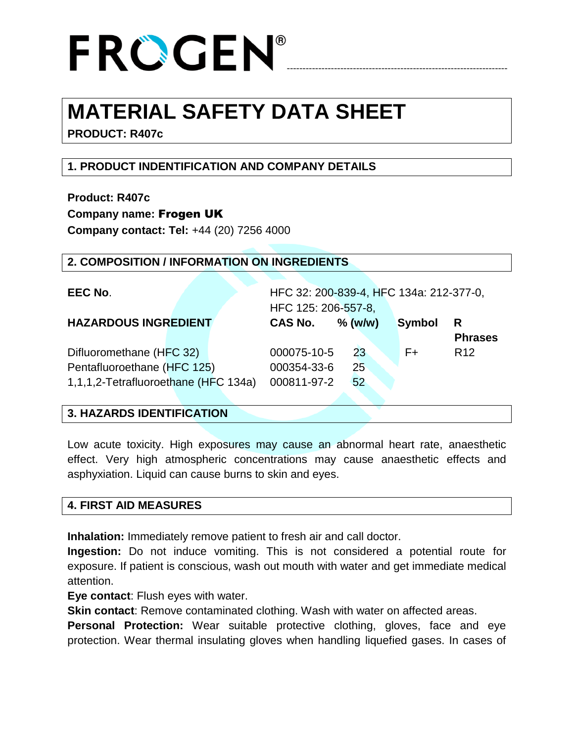FROGEN®

# MATERIAL SAFETY DATA SHEET

**PRODUCT: R407c**

## 1. PRODUCT INDENTIFICATION AND COMPANY DETAILS

**Product: R407c**
**Company name: Frogen UK**
**Company contact: Tel:** +44 (20) 7256 4000

## 2. COMPOSITION / INFORMATION ON INGREDIENTS

**EEC No.** HFC 32: 200-839-4, HFC 134a: 212-377-0, HFC 125: 206-557-8,

| HAZARDOUS INGREDIENT | CAS No. | % (w/w) | Symbol | R Phrases |
|---|---|---|---|---|
| Difluoromethane (HFC 32) | 000075-10-5 | 23 | F+ | R12 |
| Pentafluoroethane (HFC 125) | 000354-33-6 | 25 | | |
| 1,1,1,2-Tetrafluoroethane (HFC 134a) | 000811-97-2 | 52 | | |

## 3. HAZARDS IDENTIFICATION

Low acute toxicity. High exposures may cause an abnormal heart rate, anaesthetic effect. Very high atmospheric concentrations may cause anaesthetic effects and asphyxiation. Liquid can cause burns to skin and eyes.

## 4. FIRST AID MEASURES

**Inhalation:** Immediately remove patient to fresh air and call doctor.
**Ingestion:** Do not induce vomiting. This is not considered a potential route for exposure. If patient is conscious, wash out mouth with water and get immediate medical attention.
**Eye contact**: Flush eyes with water.
**Skin contact**: Remove contaminated clothing. Wash with water on affected areas.
**Personal Protection:** Wear suitable protective clothing, gloves, face and eye protection. Wear thermal insulating gloves when handling liquefied gases. In cases of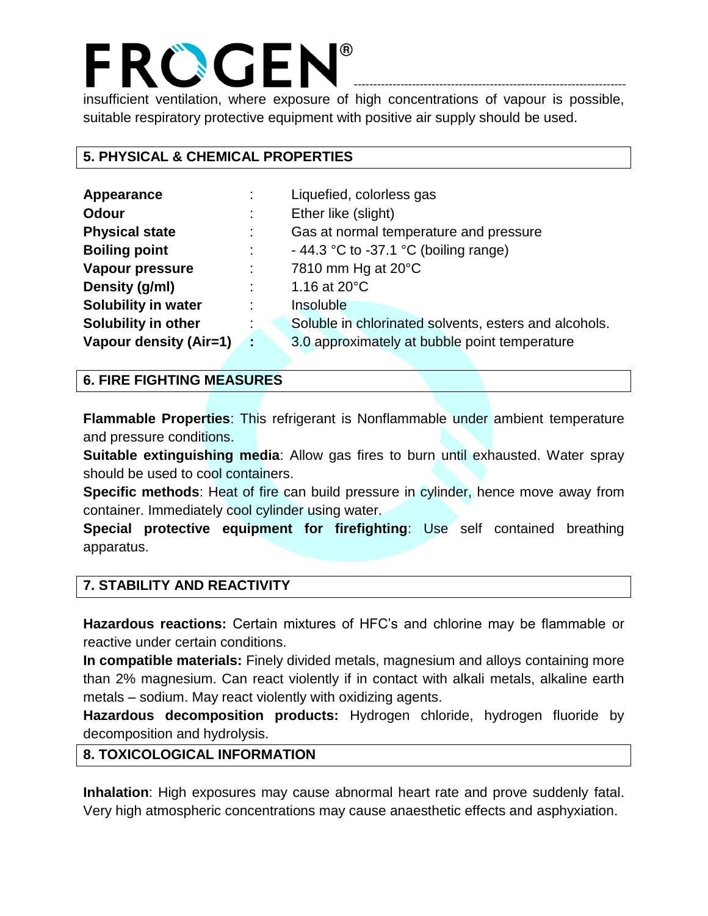insufficient ventilation, where exposure of high concentrations of vapour is possible, suitable respiratory protective equipment with positive air supply should be used.

## 5. PHYSICAL & CHEMICAL PROPERTIES

| | | |
|---|---|---|
| **Appearance** | : | Liquefied, colorless gas |
| **Odour** | : | Ether like (slight) |
| **Physical state** | : | Gas at normal temperature and pressure |
| **Boiling point** | : | - 44.3 °C to -37.1 °C (boiling range) |
| **Vapour pressure** | : | 7810 mm Hg at 20°C |
| **Density (g/ml)** | : | 1.16 at 20°C |
| **Solubility in water** | : | Insoluble |
| **Solubility in other** | : | Soluble in chlorinated solvents, esters and alcohols. |
| **Vapour density (Air=1)** | **:** | 3.0 approximately at bubble point temperature |

## 6. FIRE FIGHTING MEASURES

**Flammable Properties**: This refrigerant is Nonflammable under ambient temperature and pressure conditions.

**Suitable extinguishing media**: Allow gas fires to burn until exhausted. Water spray should be used to cool containers.

**Specific methods**: Heat of fire can build pressure in cylinder, hence move away from container. Immediately cool cylinder using water.

**Special protective equipment for firefighting**: Use self contained breathing apparatus.

## 7. STABILITY AND REACTIVITY

**Hazardous reactions:** Certain mixtures of HFC's and chlorine may be flammable or reactive under certain conditions.

**In compatible materials:** Finely divided metals, magnesium and alloys containing more than 2% magnesium. Can react violently if in contact with alkali metals, alkaline earth metals – sodium. May react violently with oxidizing agents.

**Hazardous decomposition products:** Hydrogen chloride, hydrogen fluoride by decomposition and hydrolysis.

## 8. TOXICOLOGICAL INFORMATION

**Inhalation**: High exposures may cause abnormal heart rate and prove suddenly fatal. Very high atmospheric concentrations may cause anaesthetic effects and asphyxiation.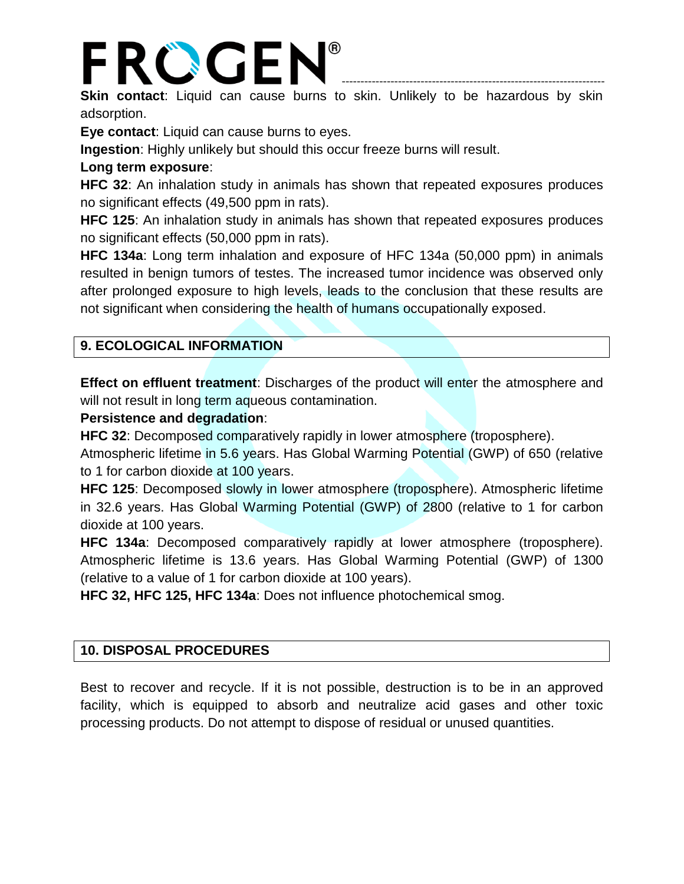**Skin contact**: Liquid can cause burns to skin. Unlikely to be hazardous by skin adsorption.

**Eye contact**: Liquid can cause burns to eyes.

**Ingestion**: Highly unlikely but should this occur freeze burns will result.

**Long term exposure**:

**HFC 32**: An inhalation study in animals has shown that repeated exposures produces no significant effects (49,500 ppm in rats).

**HFC 125**: An inhalation study in animals has shown that repeated exposures produces no significant effects (50,000 ppm in rats).

**HFC 134a**: Long term inhalation and exposure of HFC 134a (50,000 ppm) in animals resulted in benign tumors of testes. The increased tumor incidence was observed only after prolonged exposure to high levels, leads to the conclusion that these results are not significant when considering the health of humans occupationally exposed.

## 9. ECOLOGICAL INFORMATION

**Effect on effluent treatment**: Discharges of the product will enter the atmosphere and will not result in long term aqueous contamination.

**Persistence and degradation**:

**HFC 32**: Decomposed comparatively rapidly in lower atmosphere (troposphere). Atmospheric lifetime in 5.6 years. Has Global Warming Potential (GWP) of 650 (relative to 1 for carbon dioxide at 100 years.

**HFC 125**: Decomposed slowly in lower atmosphere (troposphere). Atmospheric lifetime in 32.6 years. Has Global Warming Potential (GWP) of 2800 (relative to 1 for carbon dioxide at 100 years.

**HFC 134a**: Decomposed comparatively rapidly at lower atmosphere (troposphere). Atmospheric lifetime is 13.6 years. Has Global Warming Potential (GWP) of 1300 (relative to a value of 1 for carbon dioxide at 100 years).

**HFC 32, HFC 125, HFC 134a**: Does not influence photochemical smog.

## 10. DISPOSAL PROCEDURES

Best to recover and recycle. If it is not possible, destruction is to be in an approved facility, which is equipped to absorb and neutralize acid gases and other toxic processing products. Do not attempt to dispose of residual or unused quantities.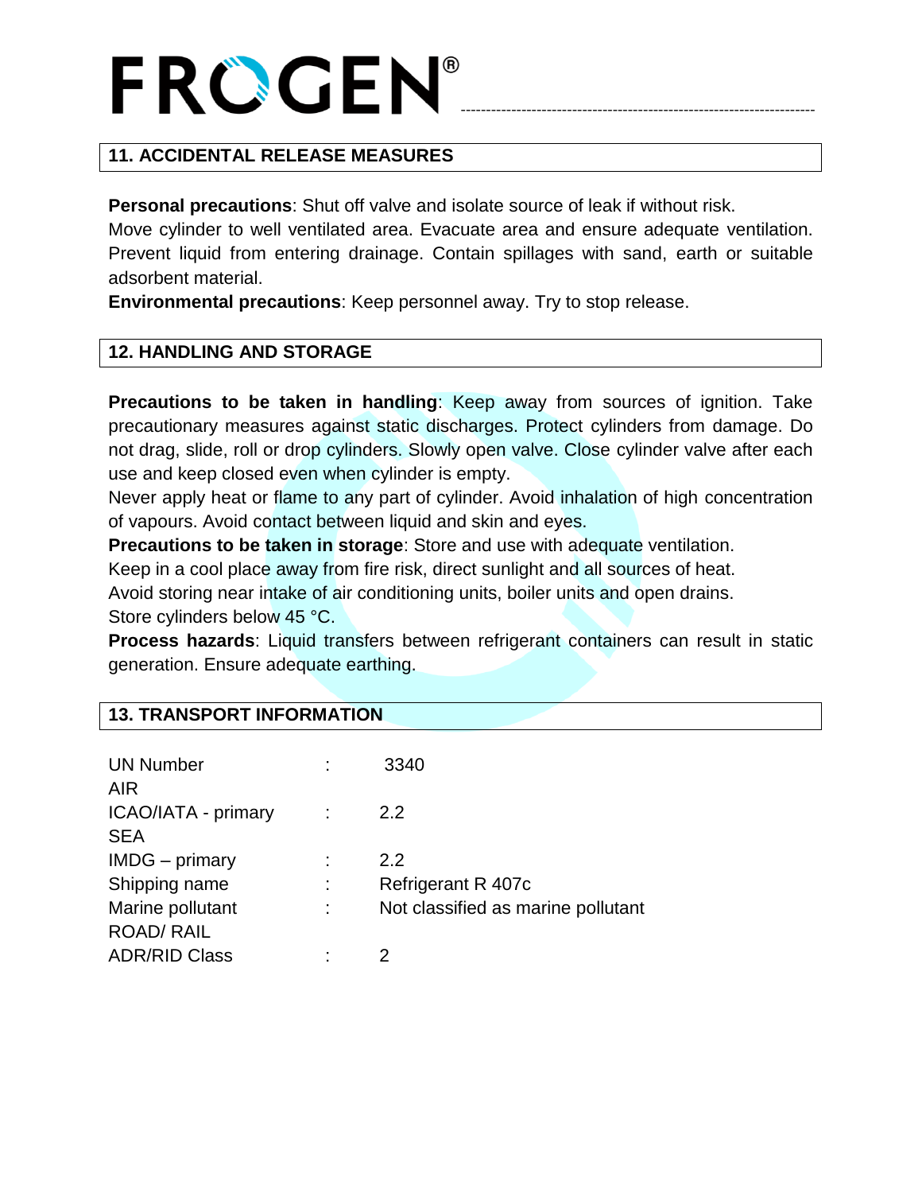## 11. ACCIDENTAL RELEASE MEASURES

**Personal precautions**: Shut off valve and isolate source of leak if without risk. Move cylinder to well ventilated area. Evacuate area and ensure adequate ventilation. Prevent liquid from entering drainage. Contain spillages with sand, earth or suitable adsorbent material.

**Environmental precautions**: Keep personnel away. Try to stop release.

## 12. HANDLING AND STORAGE

**Precautions to be taken in handling**: Keep away from sources of ignition. Take precautionary measures against static discharges. Protect cylinders from damage. Do not drag, slide, roll or drop cylinders. Slowly open valve. Close cylinder valve after each use and keep closed even when cylinder is empty.

Never apply heat or flame to any part of cylinder. Avoid inhalation of high concentration of vapours. Avoid contact between liquid and skin and eyes.

**Precautions to be taken in storage**: Store and use with adequate ventilation.

Keep in a cool place away from fire risk, direct sunlight and all sources of heat.

Avoid storing near intake of air conditioning units, boiler units and open drains.

Store cylinders below 45 °C.

**Process hazards**: Liquid transfers between refrigerant containers can result in static generation. Ensure adequate earthing.

## 13. TRANSPORT INFORMATION

| | | |
|---|---|---|
| UN Number | : | 3340 |
| AIR | | |
| ICAO/IATA - primary | : | 2.2 |
| SEA | | |
| IMDG – primary | : | 2.2 |
| Shipping name | : | Refrigerant R 407c |
| Marine pollutant | : | Not classified as marine pollutant |
| ROAD/ RAIL | | |
| ADR/RID Class | : | 2 |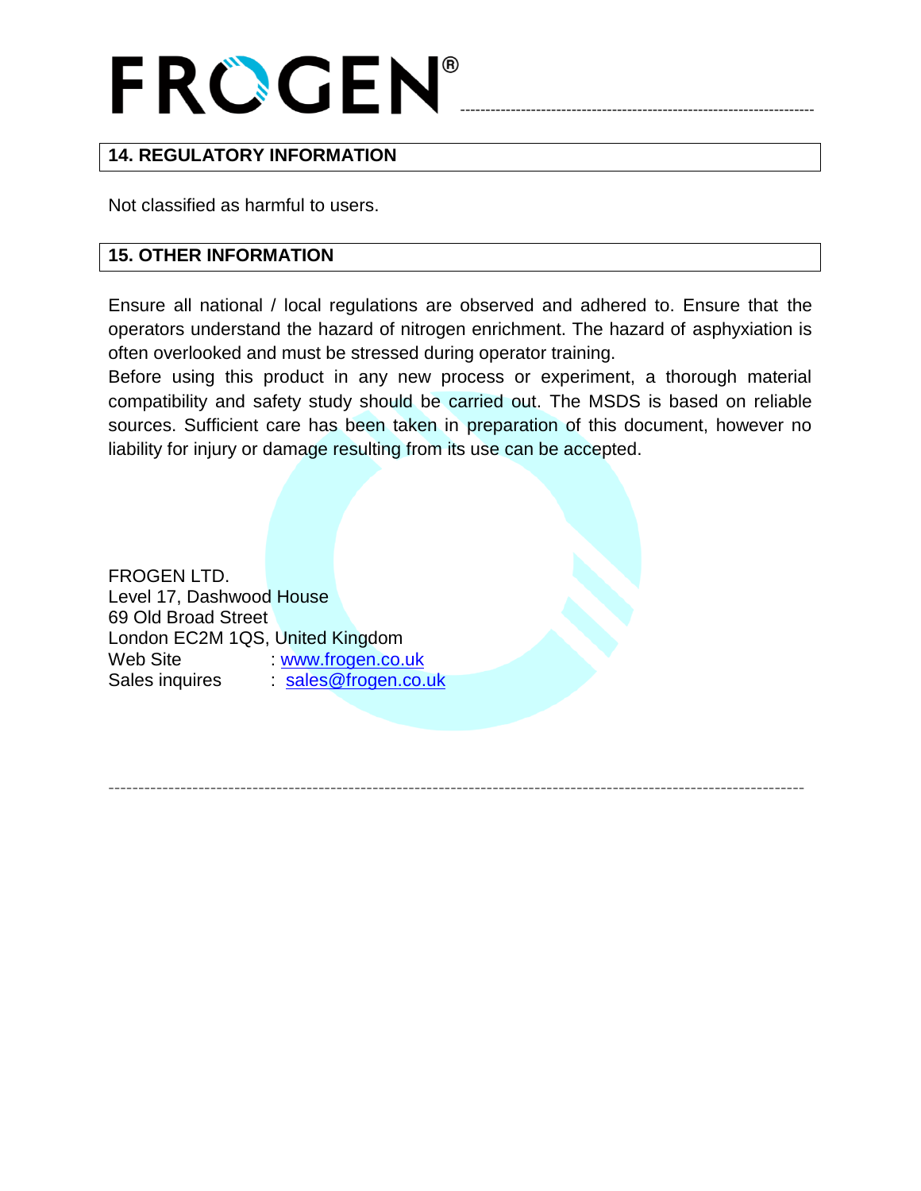## 14. REGULATORY INFORMATION

Not classified as harmful to users.

## 15. OTHER INFORMATION

Ensure all national / local regulations are observed and adhered to. Ensure that the operators understand the hazard of nitrogen enrichment. The hazard of asphyxiation is often overlooked and must be stressed during operator training.
Before using this product in any new process or experiment, a thorough material compatibility and safety study should be carried out. The MSDS is based on reliable sources. Sufficient care has been taken in preparation of this document, however no liability for injury or damage resulting from its use can be accepted.

FROGEN LTD.
Level 17, Dashwood House
69 Old Broad Street
London EC2M 1QS, United Kingdom
Web Site : www.frogen.co.uk
Sales inquires : sales@frogen.co.uk